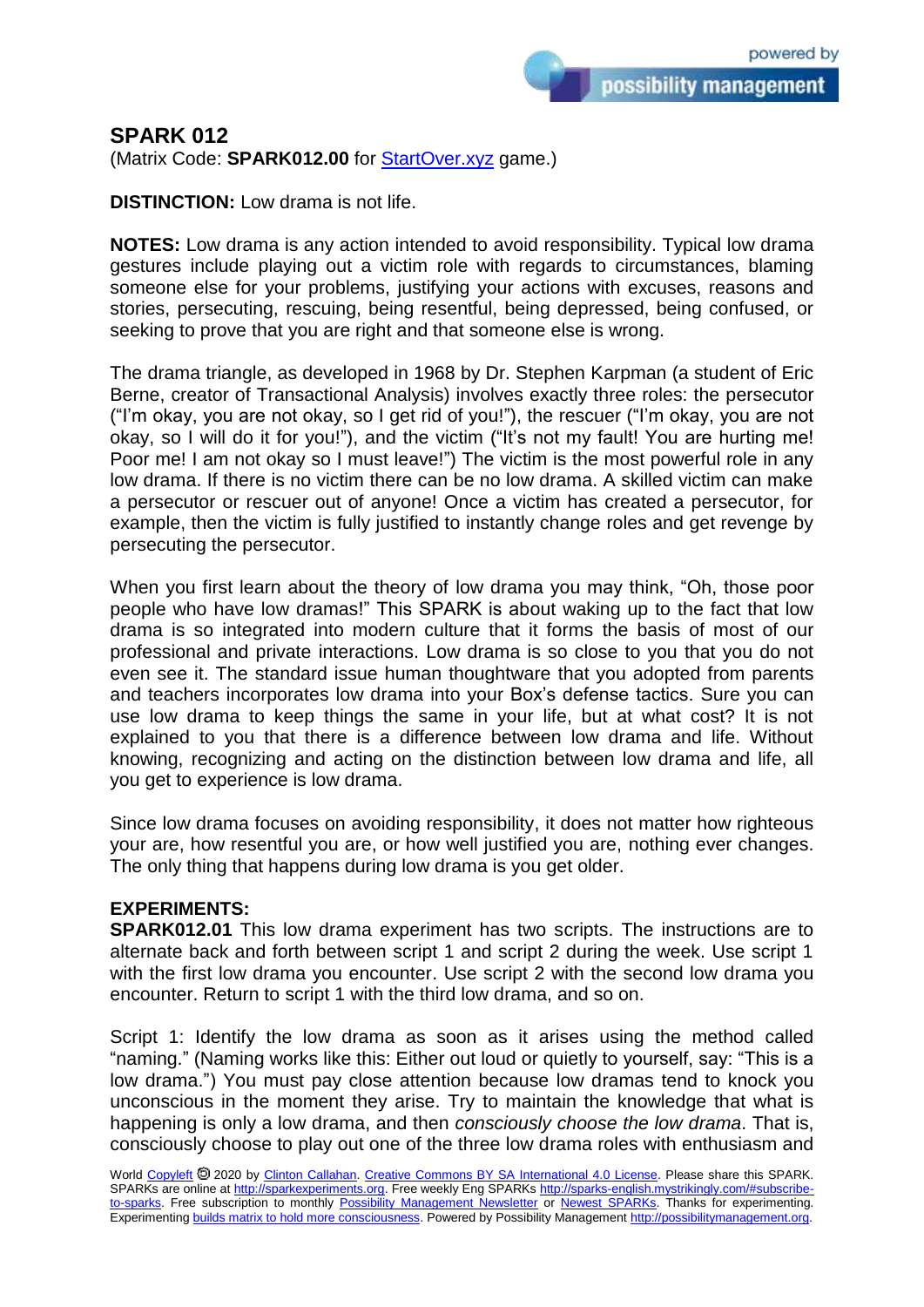## SPARK 012

(Matrix Code: **SPARK012.00** for StartOver.xyz game.)

**DISTINCTION:** Low drama is not life.

**NOTES:** Low drama is any action intended to avoid responsibility. Typical low drama gestures include playing out a victim role with regards to circumstances, blaming someone else for your problems, justifying your actions with excuses, reasons and stories, persecuting, rescuing, being resentful, being depressed, being confused, or seeking to prove that you are right and that someone else is wrong.

The drama triangle, as developed in 1968 by Dr. Stephen Karpman (a student of Eric Berne, creator of Transactional Analysis) involves exactly three roles: the persecutor ("I'm okay, you are not okay, so I get rid of you!"), the rescuer ("I'm okay, you are not okay, so I will do it for you!"), and the victim ("It's not my fault! You are hurting me! Poor me! I am not okay so I must leave!") The victim is the most powerful role in any low drama. If there is no victim there can be no low drama. A skilled victim can make a persecutor or rescuer out of anyone! Once a victim has created a persecutor, for example, then the victim is fully justified to instantly change roles and get revenge by persecuting the persecutor.

When you first learn about the theory of low drama you may think, "Oh, those poor people who have low dramas!" This SPARK is about waking up to the fact that low drama is so integrated into modern culture that it forms the basis of most of our professional and private interactions. Low drama is so close to you that you do not even see it. The standard issue human thoughtware that you adopted from parents and teachers incorporates low drama into your Box's defense tactics. Sure you can use low drama to keep things the same in your life, but at what cost? It is not explained to you that there is a difference between low drama and life. Without knowing, recognizing and acting on the distinction between low drama and life, all you get to experience is low drama.

Since low drama focuses on avoiding responsibility, it does not matter how righteous your are, how resentful you are, or how well justified you are, nothing ever changes. The only thing that happens during low drama is you get older.

**EXPERIMENTS:**

**SPARK012.01** This low drama experiment has two scripts. The instructions are to alternate back and forth between script 1 and script 2 during the week. Use script 1 with the first low drama you encounter. Use script 2 with the second low drama you encounter. Return to script 1 with the third low drama, and so on.

Script 1: Identify the low drama as soon as it arises using the method called "naming." (Naming works like this: Either out loud or quietly to yourself, say: "This is a low drama.") You must pay close attention because low dramas tend to knock you unconscious in the moment they arise. Try to maintain the knowledge that what is happening is only a low drama, and then *consciously choose the low drama*. That is, consciously choose to play out one of the three low drama roles with enthusiasm and

World Copyleft 🄯 2020 by Clinton Callahan. Creative Commons BY SA International 4.0 License. Please share this SPARK. SPARKs are online at http://sparkexperiments.org. Free weekly Eng SPARKs http://sparks-english.mystrikingly.com/#subscribe-to-sparks. Free subscription to monthly Possibility Management Newsletter or Newest SPARKs. Thanks for experimenting. Experimenting builds matrix to hold more consciousness. Powered by Possibility Management http://possibilitymanagement.org.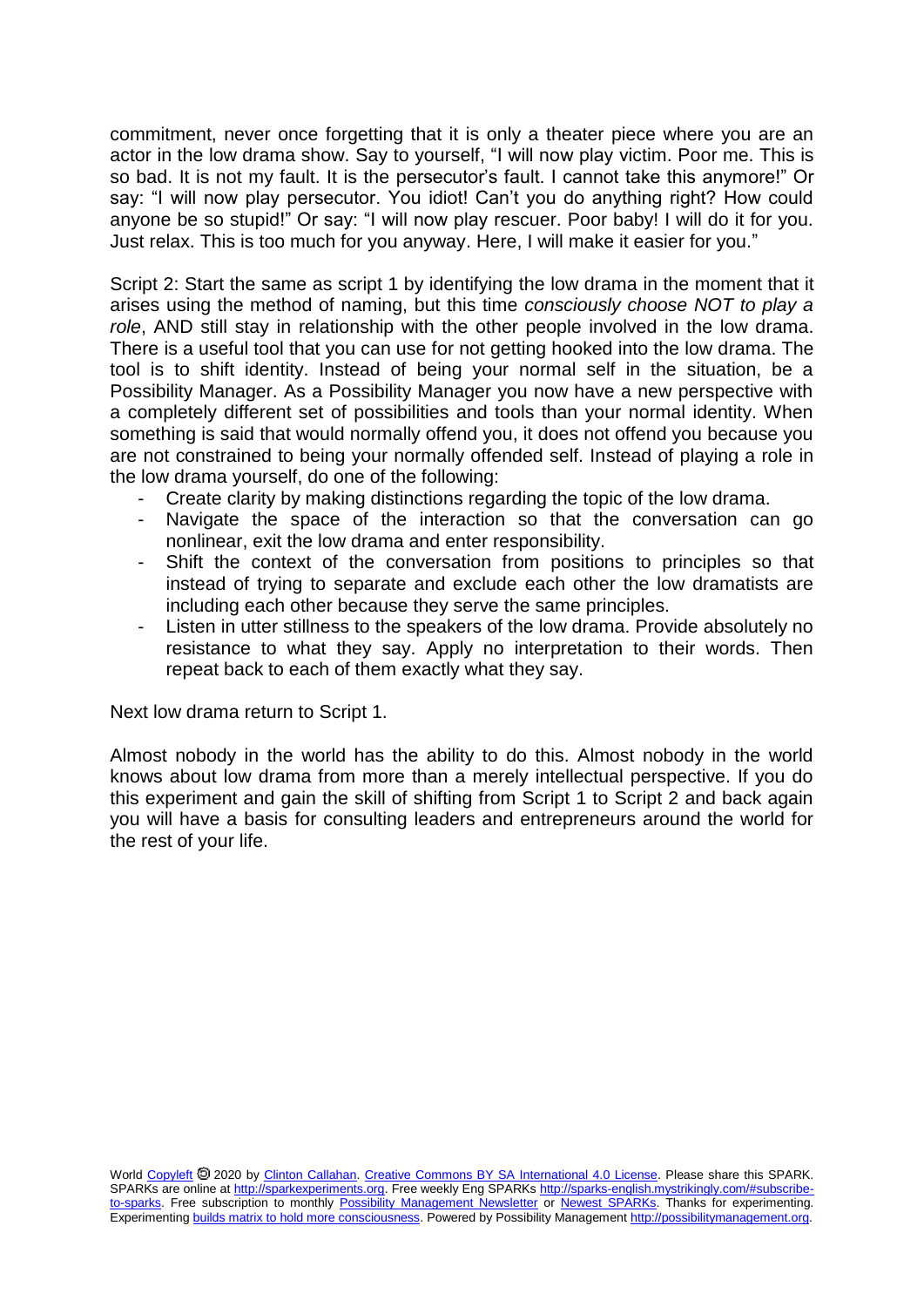commitment, never once forgetting that it is only a theater piece where you are an actor in the low drama show. Say to yourself, "I will now play victim. Poor me. This is so bad. It is not my fault. It is the persecutor's fault. I cannot take this anymore!" Or say: "I will now play persecutor. You idiot! Can't you do anything right? How could anyone be so stupid!" Or say: "I will now play rescuer. Poor baby! I will do it for you. Just relax. This is too much for you anyway. Here, I will make it easier for you."

Script 2: Start the same as script 1 by identifying the low drama in the moment that it arises using the method of naming, but this time *consciously choose NOT to play a role*, AND still stay in relationship with the other people involved in the low drama. There is a useful tool that you can use for not getting hooked into the low drama. The tool is to shift identity. Instead of being your normal self in the situation, be a Possibility Manager. As a Possibility Manager you now have a new perspective with a completely different set of possibilities and tools than your normal identity. When something is said that would normally offend you, it does not offend you because you are not constrained to being your normally offended self. Instead of playing a role in the low drama yourself, do one of the following:

- Create clarity by making distinctions regarding the topic of the low drama.
- Navigate the space of the interaction so that the conversation can go nonlinear, exit the low drama and enter responsibility.
- Shift the context of the conversation from positions to principles so that instead of trying to separate and exclude each other the low dramatists are including each other because they serve the same principles.
- Listen in utter stillness to the speakers of the low drama. Provide absolutely no resistance to what they say. Apply no interpretation to their words. Then repeat back to each of them exactly what they say.

Next low drama return to Script 1.

Almost nobody in the world has the ability to do this. Almost nobody in the world knows about low drama from more than a merely intellectual perspective. If you do this experiment and gain the skill of shifting from Script 1 to Script 2 and back again you will have a basis for consulting leaders and entrepreneurs around the world for the rest of your life.

World Copyleft 🄯 2020 by Clinton Callahan. Creative Commons BY SA International 4.0 License. Please share this SPARK. SPARKs are online at http://sparkexperiments.org. Free weekly Eng SPARKs http://sparks-english.mystrikingly.com/#subscribe-to-sparks. Free subscription to monthly Possibility Management Newsletter or Newest SPARKs. Thanks for experimenting. Experimenting builds matrix to hold more consciousness. Powered by Possibility Management http://possibilitymanagement.org.